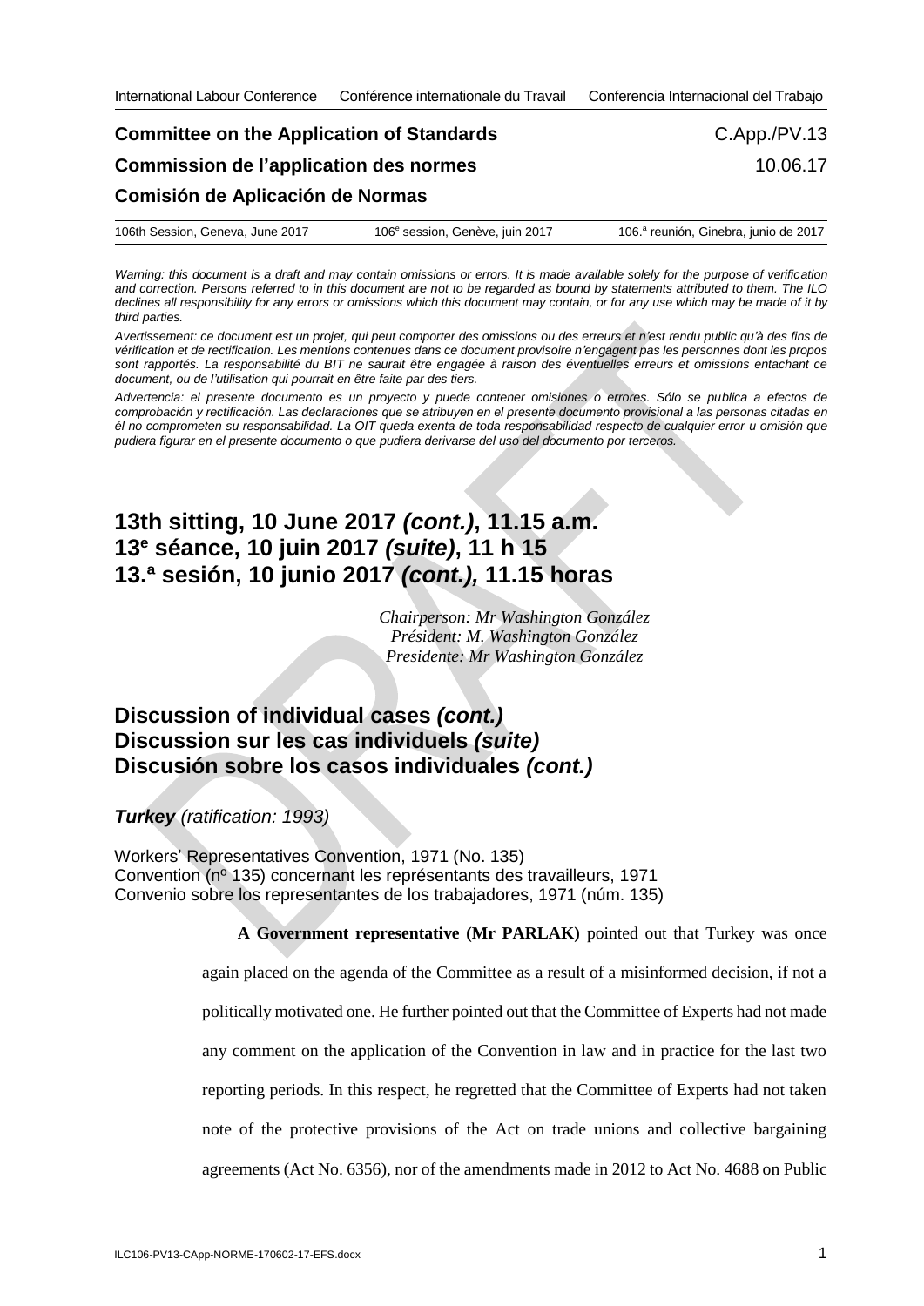International Labour Conference Conférence internationale du Travail Conferencia Internacional del Trabajo

**Committee on the Application of Standards** C.App./PV.13

**Commission de l'application des normes** 10.06.17

**Comisión de Aplicación de Normas**

106th Session, Geneva, June 2017 106e session, Genève, juin 2017 106.ª reunión, Ginebra, junio de 2017

*Warning: this document is a draft and may contain omissions or errors. It is made available solely for the purpose of verification and correction. Persons referred to in this document are not to be regarded as bound by statements attributed to them. The ILO declines all responsibility for any errors or omissions which this document may contain, or for any use which may be made of it by third parties.*

*Avertissement: ce document est un projet, qui peut comporter des omissions ou des erreurs et n'est rendu public qu'à des fins de vérification et de rectification. Les mentions contenues dans ce document provisoire n'engagent pas les personnes dont les propos sont rapportés. La responsabilité du BIT ne saurait être engagée à raison des éventuelles erreurs et omissions entachant ce document, ou de l'utilisation qui pourrait en être faite par des tiers.*

*Advertencia: el presente documento es un proyecto y puede contener omisiones o errores. Sólo se publica a efectos de comprobación y rectificación. Las declaraciones que se atribuyen en el presente documento provisional a las personas citadas en él no comprometen su responsabilidad. La OIT queda exenta de toda responsabilidad respecto de cualquier error u omisión que pudiera figurar en el presente documento o que pudiera derivarse del uso del documento por terceros.*

# 13th sitting, 10 June 2017 *(cont.)*, 11.15 a.m.
# 13e séance, 10 juin 2017 *(suite)*, 11 h 15
# 13.ª sesión, 10 junio 2017 *(cont.),* 11.15 horas

*Chairperson: Mr Washington González*
*Président: M. Washington González*
*Presidente: Mr Washington González*

## Discussion of individual cases *(cont.)*
## Discussion sur les cas individuels *(suite)*
## Discusión sobre los casos individuales *(cont.)*

***Turkey*** *(ratification: 1993)*

Workers' Representatives Convention, 1971 (No. 135)
Convention (nº 135) concernant les représentants des travailleurs, 1971
Convenio sobre los representantes de los trabajadores, 1971 (núm. 135)

**A Government representative (Mr PARLAK)** pointed out that Turkey was once again placed on the agenda of the Committee as a result of a misinformed decision, if not a politically motivated one. He further pointed out that the Committee of Experts had not made any comment on the application of the Convention in law and in practice for the last two reporting periods. In this respect, he regretted that the Committee of Experts had not taken note of the protective provisions of the Act on trade unions and collective bargaining agreements (Act No. 6356), nor of the amendments made in 2012 to Act No. 4688 on Public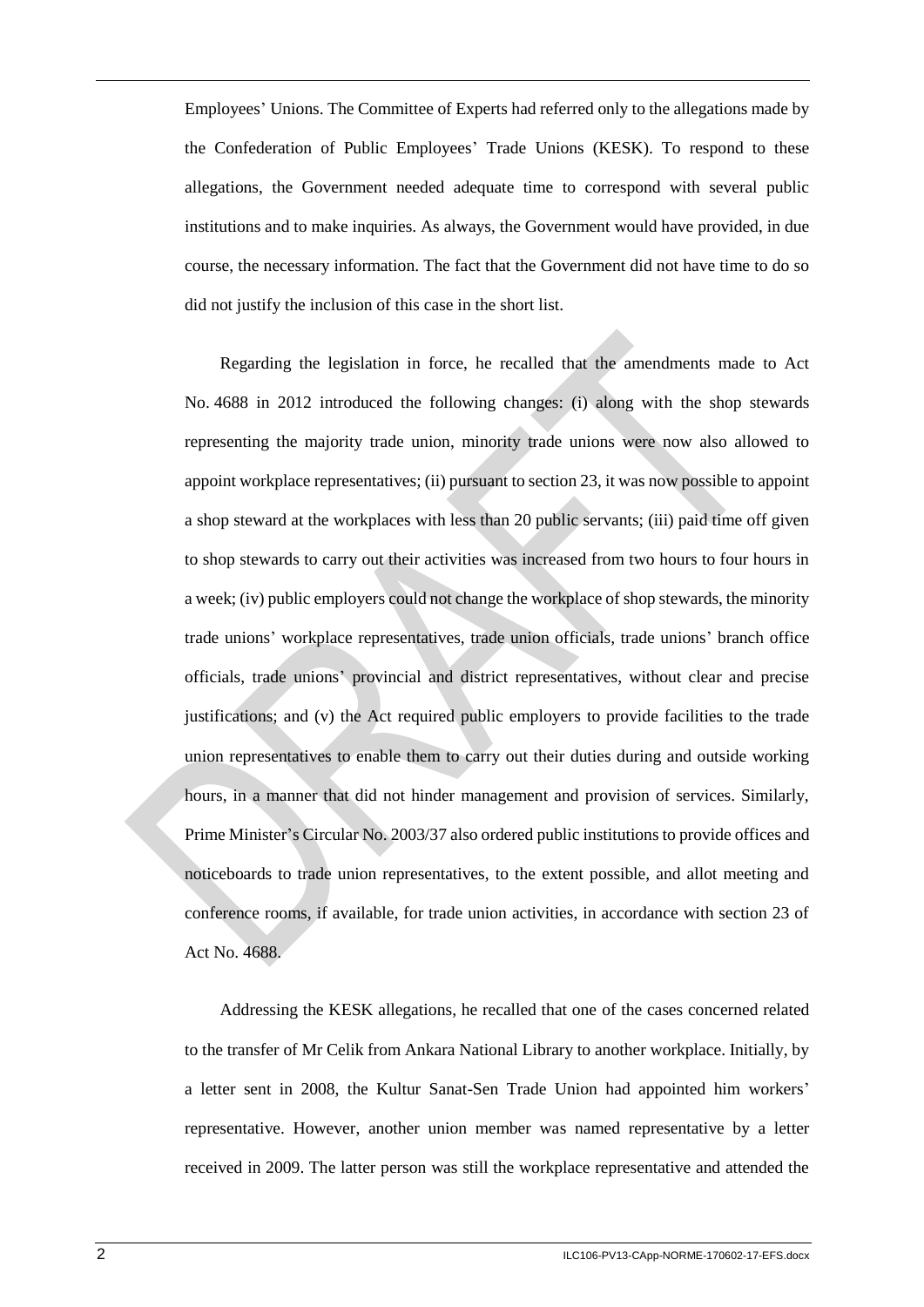Employees' Unions. The Committee of Experts had referred only to the allegations made by the Confederation of Public Employees' Trade Unions (KESK). To respond to these allegations, the Government needed adequate time to correspond with several public institutions and to make inquiries. As always, the Government would have provided, in due course, the necessary information. The fact that the Government did not have time to do so did not justify the inclusion of this case in the short list.

Regarding the legislation in force, he recalled that the amendments made to Act No. 4688 in 2012 introduced the following changes: (i) along with the shop stewards representing the majority trade union, minority trade unions were now also allowed to appoint workplace representatives; (ii) pursuant to section 23, it was now possible to appoint a shop steward at the workplaces with less than 20 public servants; (iii) paid time off given to shop stewards to carry out their activities was increased from two hours to four hours in a week; (iv) public employers could not change the workplace of shop stewards, the minority trade unions' workplace representatives, trade union officials, trade unions' branch office officials, trade unions' provincial and district representatives, without clear and precise justifications; and (v) the Act required public employers to provide facilities to the trade union representatives to enable them to carry out their duties during and outside working hours, in a manner that did not hinder management and provision of services. Similarly, Prime Minister's Circular No. 2003/37 also ordered public institutions to provide offices and noticeboards to trade union representatives, to the extent possible, and allot meeting and conference rooms, if available, for trade union activities, in accordance with section 23 of Act No. 4688.

Addressing the KESK allegations, he recalled that one of the cases concerned related to the transfer of Mr Celik from Ankara National Library to another workplace. Initially, by a letter sent in 2008, the Kultur Sanat-Sen Trade Union had appointed him workers' representative. However, another union member was named representative by a letter received in 2009. The latter person was still the workplace representative and attended the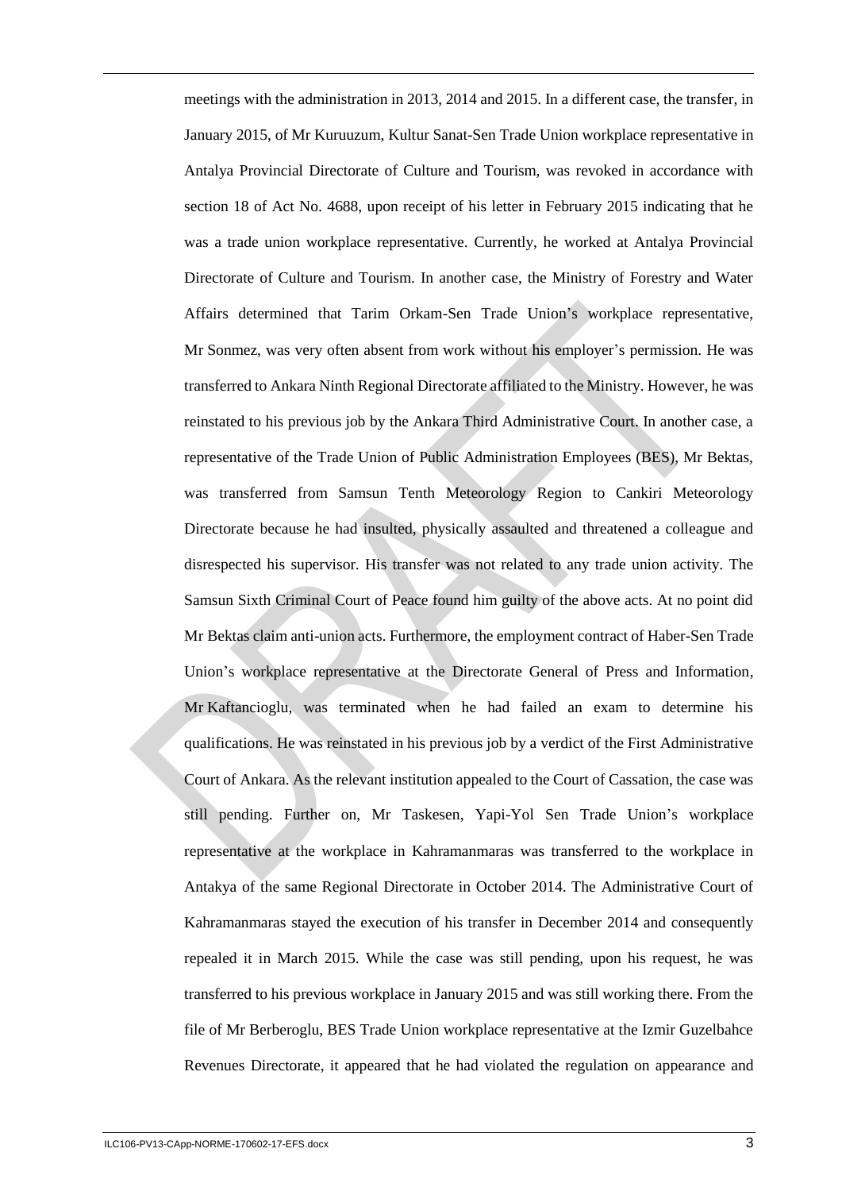meetings with the administration in 2013, 2014 and 2015. In a different case, the transfer, in January 2015, of Mr Kuruuzum, Kultur Sanat-Sen Trade Union workplace representative in Antalya Provincial Directorate of Culture and Tourism, was revoked in accordance with section 18 of Act No. 4688, upon receipt of his letter in February 2015 indicating that he was a trade union workplace representative. Currently, he worked at Antalya Provincial Directorate of Culture and Tourism. In another case, the Ministry of Forestry and Water Affairs determined that Tarim Orkam-Sen Trade Union's workplace representative, Mr Sonmez, was very often absent from work without his employer's permission. He was transferred to Ankara Ninth Regional Directorate affiliated to the Ministry. However, he was reinstated to his previous job by the Ankara Third Administrative Court. In another case, a representative of the Trade Union of Public Administration Employees (BES), Mr Bektas, was transferred from Samsun Tenth Meteorology Region to Cankiri Meteorology Directorate because he had insulted, physically assaulted and threatened a colleague and disrespected his supervisor. His transfer was not related to any trade union activity. The Samsun Sixth Criminal Court of Peace found him guilty of the above acts. At no point did Mr Bektas claim anti-union acts. Furthermore, the employment contract of Haber-Sen Trade Union's workplace representative at the Directorate General of Press and Information, Mr Kaftancioglu, was terminated when he had failed an exam to determine his qualifications. He was reinstated in his previous job by a verdict of the First Administrative Court of Ankara. As the relevant institution appealed to the Court of Cassation, the case was still pending. Further on, Mr Taskesen, Yapi-Yol Sen Trade Union's workplace representative at the workplace in Kahramanmaras was transferred to the workplace in Antakya of the same Regional Directorate in October 2014. The Administrative Court of Kahramanmaras stayed the execution of his transfer in December 2014 and consequently repealed it in March 2015. While the case was still pending, upon his request, he was transferred to his previous workplace in January 2015 and was still working there. From the file of Mr Berberoglu, BES Trade Union workplace representative at the Izmir Guzelbahce Revenues Directorate, it appeared that he had violated the regulation on appearance and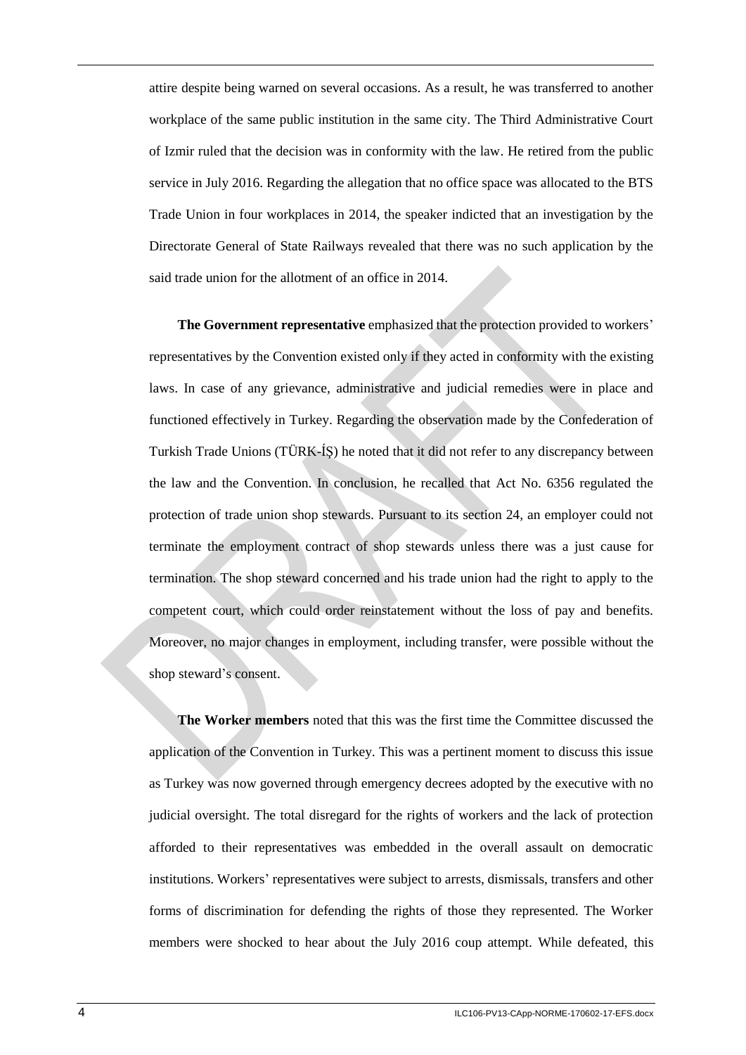attire despite being warned on several occasions. As a result, he was transferred to another workplace of the same public institution in the same city. The Third Administrative Court of Izmir ruled that the decision was in conformity with the law. He retired from the public service in July 2016. Regarding the allegation that no office space was allocated to the BTS Trade Union in four workplaces in 2014, the speaker indicted that an investigation by the Directorate General of State Railways revealed that there was no such application by the said trade union for the allotment of an office in 2014.

**The Government representative** emphasized that the protection provided to workers' representatives by the Convention existed only if they acted in conformity with the existing laws. In case of any grievance, administrative and judicial remedies were in place and functioned effectively in Turkey. Regarding the observation made by the Confederation of Turkish Trade Unions (TÜRK-İŞ) he noted that it did not refer to any discrepancy between the law and the Convention. In conclusion, he recalled that Act No. 6356 regulated the protection of trade union shop stewards. Pursuant to its section 24, an employer could not terminate the employment contract of shop stewards unless there was a just cause for termination. The shop steward concerned and his trade union had the right to apply to the competent court, which could order reinstatement without the loss of pay and benefits. Moreover, no major changes in employment, including transfer, were possible without the shop steward's consent.

**The Worker members** noted that this was the first time the Committee discussed the application of the Convention in Turkey. This was a pertinent moment to discuss this issue as Turkey was now governed through emergency decrees adopted by the executive with no judicial oversight. The total disregard for the rights of workers and the lack of protection afforded to their representatives was embedded in the overall assault on democratic institutions. Workers' representatives were subject to arrests, dismissals, transfers and other forms of discrimination for defending the rights of those they represented. The Worker members were shocked to hear about the July 2016 coup attempt. While defeated, this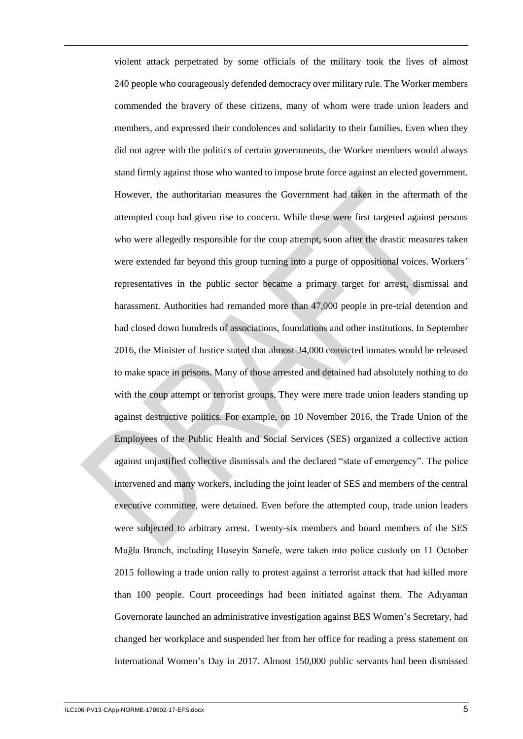violent attack perpetrated by some officials of the military took the lives of almost 240 people who courageously defended democracy over military rule. The Worker members commended the bravery of these citizens, many of whom were trade union leaders and members, and expressed their condolences and solidarity to their families. Even when they did not agree with the politics of certain governments, the Worker members would always stand firmly against those who wanted to impose brute force against an elected government. However, the authoritarian measures the Government had taken in the aftermath of the attempted coup had given rise to concern. While these were first targeted against persons who were allegedly responsible for the coup attempt, soon after the drastic measures taken were extended far beyond this group turning into a purge of oppositional voices. Workers' representatives in the public sector became a primary target for arrest, dismissal and harassment. Authorities had remanded more than 47,000 people in pre-trial detention and had closed down hundreds of associations, foundations and other institutions. In September 2016, the Minister of Justice stated that almost 34,000 convicted inmates would be released to make space in prisons. Many of those arrested and detained had absolutely nothing to do with the coup attempt or terrorist groups. They were mere trade union leaders standing up against destructive politics. For example, on 10 November 2016, the Trade Union of the Employees of the Public Health and Social Services (SES) organized a collective action against unjustified collective dismissals and the declared "state of emergency". The police intervened and many workers, including the joint leader of SES and members of the central executive committee, were detained. Even before the attempted coup, trade union leaders were subjected to arbitrary arrest. Twenty-six members and board members of the SES Muğla Branch, including Huseyin Sarıefe, were taken into police custody on 11 October 2015 following a trade union rally to protest against a terrorist attack that had killed more than 100 people. Court proceedings had been initiated against them. The Adıyaman Governorate launched an administrative investigation against BES Women's Secretary, had changed her workplace and suspended her from her office for reading a press statement on International Women's Day in 2017. Almost 150,000 public servants had been dismissed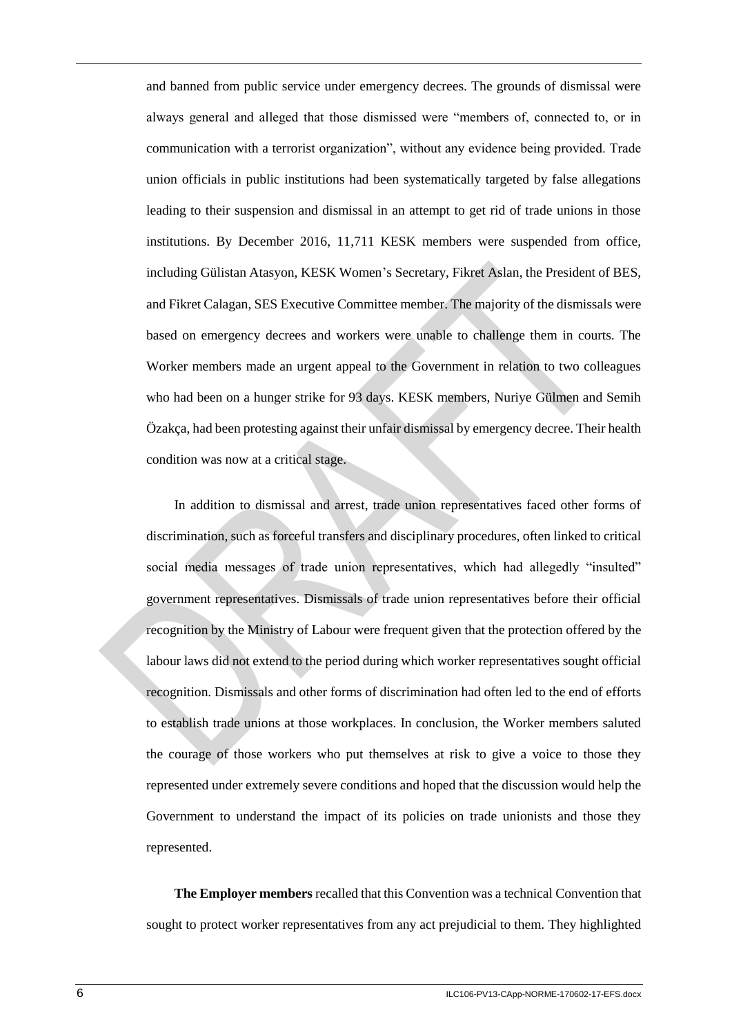and banned from public service under emergency decrees. The grounds of dismissal were always general and alleged that those dismissed were "members of, connected to, or in communication with a terrorist organization", without any evidence being provided. Trade union officials in public institutions had been systematically targeted by false allegations leading to their suspension and dismissal in an attempt to get rid of trade unions in those institutions. By December 2016, 11,711 KESK members were suspended from office, including Gülistan Atasyon, KESK Women's Secretary, Fikret Aslan, the President of BES, and Fikret Calagan, SES Executive Committee member. The majority of the dismissals were based on emergency decrees and workers were unable to challenge them in courts. The Worker members made an urgent appeal to the Government in relation to two colleagues who had been on a hunger strike for 93 days. KESK members, Nuriye Gülmen and Semih Özakça, had been protesting against their unfair dismissal by emergency decree. Their health condition was now at a critical stage.

In addition to dismissal and arrest, trade union representatives faced other forms of discrimination, such as forceful transfers and disciplinary procedures, often linked to critical social media messages of trade union representatives, which had allegedly "insulted" government representatives. Dismissals of trade union representatives before their official recognition by the Ministry of Labour were frequent given that the protection offered by the labour laws did not extend to the period during which worker representatives sought official recognition. Dismissals and other forms of discrimination had often led to the end of efforts to establish trade unions at those workplaces. In conclusion, the Worker members saluted the courage of those workers who put themselves at risk to give a voice to those they represented under extremely severe conditions and hoped that the discussion would help the Government to understand the impact of its policies on trade unionists and those they represented.

**The Employer members** recalled that this Convention was a technical Convention that sought to protect worker representatives from any act prejudicial to them. They highlighted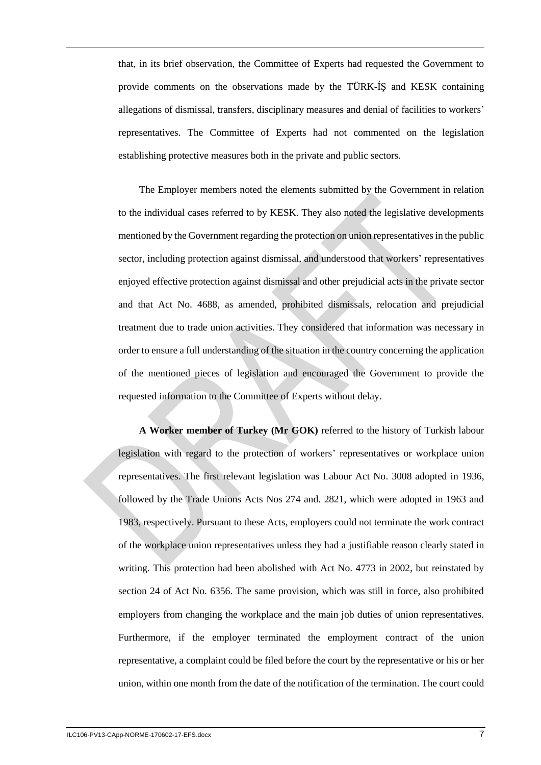that, in its brief observation, the Committee of Experts had requested the Government to provide comments on the observations made by the TÜRK-İŞ and KESK containing allegations of dismissal, transfers, disciplinary measures and denial of facilities to workers' representatives. The Committee of Experts had not commented on the legislation establishing protective measures both in the private and public sectors.

The Employer members noted the elements submitted by the Government in relation to the individual cases referred to by KESK. They also noted the legislative developments mentioned by the Government regarding the protection on union representatives in the public sector, including protection against dismissal, and understood that workers' representatives enjoyed effective protection against dismissal and other prejudicial acts in the private sector and that Act No. 4688, as amended, prohibited dismissals, relocation and prejudicial treatment due to trade union activities. They considered that information was necessary in order to ensure a full understanding of the situation in the country concerning the application of the mentioned pieces of legislation and encouraged the Government to provide the requested information to the Committee of Experts without delay.

**A Worker member of Turkey (Mr GOK)** referred to the history of Turkish labour legislation with regard to the protection of workers' representatives or workplace union representatives. The first relevant legislation was Labour Act No. 3008 adopted in 1936, followed by the Trade Unions Acts Nos 274 and. 2821, which were adopted in 1963 and 1983, respectively. Pursuant to these Acts, employers could not terminate the work contract of the workplace union representatives unless they had a justifiable reason clearly stated in writing. This protection had been abolished with Act No. 4773 in 2002, but reinstated by section 24 of Act No. 6356. The same provision, which was still in force, also prohibited employers from changing the workplace and the main job duties of union representatives. Furthermore, if the employer terminated the employment contract of the union representative, a complaint could be filed before the court by the representative or his or her union, within one month from the date of the notification of the termination. The court could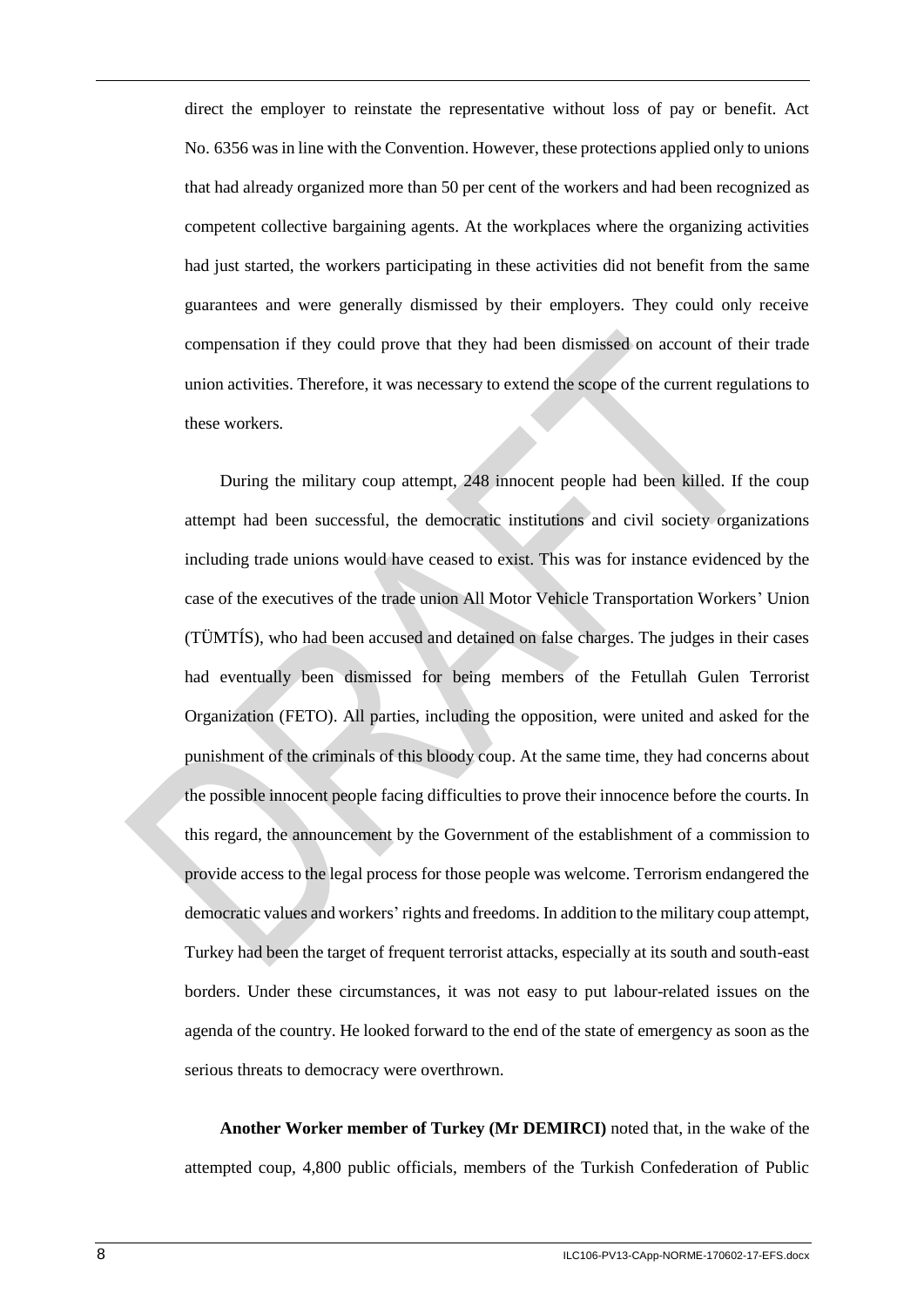direct the employer to reinstate the representative without loss of pay or benefit. Act No. 6356 was in line with the Convention. However, these protections applied only to unions that had already organized more than 50 per cent of the workers and had been recognized as competent collective bargaining agents. At the workplaces where the organizing activities had just started, the workers participating in these activities did not benefit from the same guarantees and were generally dismissed by their employers. They could only receive compensation if they could prove that they had been dismissed on account of their trade union activities. Therefore, it was necessary to extend the scope of the current regulations to these workers.

During the military coup attempt, 248 innocent people had been killed. If the coup attempt had been successful, the democratic institutions and civil society organizations including trade unions would have ceased to exist. This was for instance evidenced by the case of the executives of the trade union All Motor Vehicle Transportation Workers' Union (TÜMTİS), who had been accused and detained on false charges. The judges in their cases had eventually been dismissed for being members of the Fetullah Gulen Terrorist Organization (FETO). All parties, including the opposition, were united and asked for the punishment of the criminals of this bloody coup. At the same time, they had concerns about the possible innocent people facing difficulties to prove their innocence before the courts. In this regard, the announcement by the Government of the establishment of a commission to provide access to the legal process for those people was welcome. Terrorism endangered the democratic values and workers' rights and freedoms. In addition to the military coup attempt, Turkey had been the target of frequent terrorist attacks, especially at its south and south-east borders. Under these circumstances, it was not easy to put labour-related issues on the agenda of the country. He looked forward to the end of the state of emergency as soon as the serious threats to democracy were overthrown.

**Another Worker member of Turkey (Mr DEMIRCI)** noted that, in the wake of the attempted coup, 4,800 public officials, members of the Turkish Confederation of Public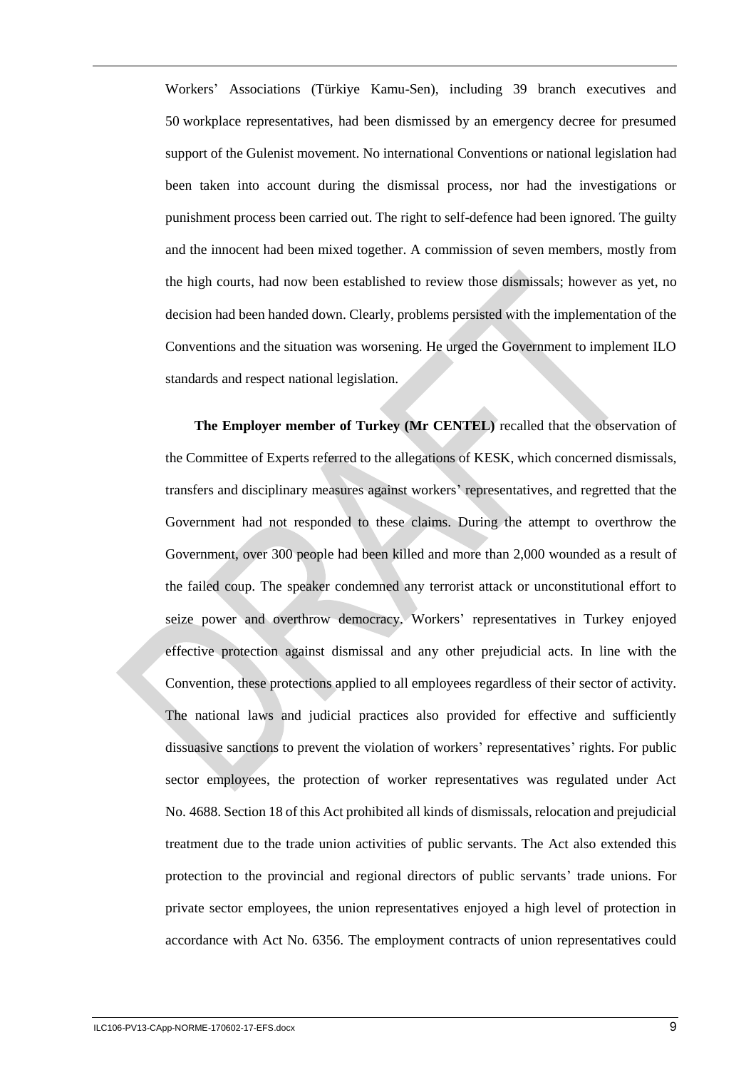Workers' Associations (Türkiye Kamu-Sen), including 39 branch executives and 50 workplace representatives, had been dismissed by an emergency decree for presumed support of the Gulenist movement. No international Conventions or national legislation had been taken into account during the dismissal process, nor had the investigations or punishment process been carried out. The right to self-defence had been ignored. The guilty and the innocent had been mixed together. A commission of seven members, mostly from the high courts, had now been established to review those dismissals; however as yet, no decision had been handed down. Clearly, problems persisted with the implementation of the Conventions and the situation was worsening. He urged the Government to implement ILO standards and respect national legislation.

**The Employer member of Turkey (Mr CENTEL)** recalled that the observation of the Committee of Experts referred to the allegations of KESK, which concerned dismissals, transfers and disciplinary measures against workers' representatives, and regretted that the Government had not responded to these claims. During the attempt to overthrow the Government, over 300 people had been killed and more than 2,000 wounded as a result of the failed coup. The speaker condemned any terrorist attack or unconstitutional effort to seize power and overthrow democracy. Workers' representatives in Turkey enjoyed effective protection against dismissal and any other prejudicial acts. In line with the Convention, these protections applied to all employees regardless of their sector of activity. The national laws and judicial practices also provided for effective and sufficiently dissuasive sanctions to prevent the violation of workers' representatives' rights. For public sector employees, the protection of worker representatives was regulated under Act No. 4688. Section 18 of this Act prohibited all kinds of dismissals, relocation and prejudicial treatment due to the trade union activities of public servants. The Act also extended this protection to the provincial and regional directors of public servants' trade unions. For private sector employees, the union representatives enjoyed a high level of protection in accordance with Act No. 6356. The employment contracts of union representatives could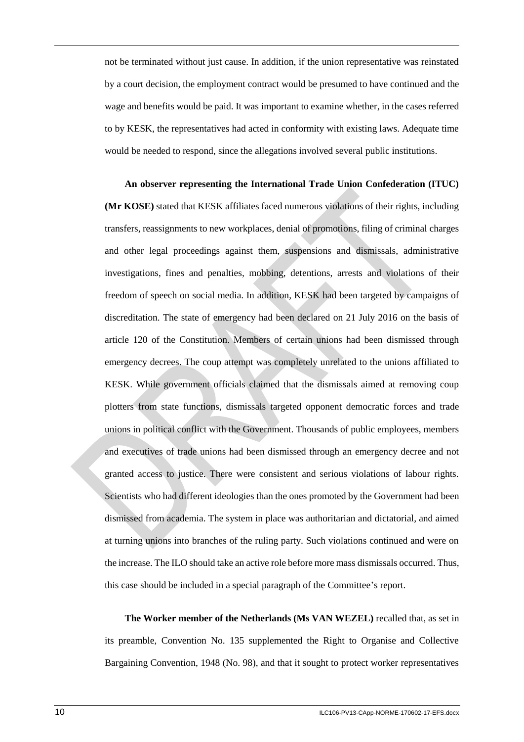not be terminated without just cause. In addition, if the union representative was reinstated by a court decision, the employment contract would be presumed to have continued and the wage and benefits would be paid. It was important to examine whether, in the cases referred to by KESK, the representatives had acted in conformity with existing laws. Adequate time would be needed to respond, since the allegations involved several public institutions.

**An observer representing the International Trade Union Confederation (ITUC) (Mr KOSE)** stated that KESK affiliates faced numerous violations of their rights, including transfers, reassignments to new workplaces, denial of promotions, filing of criminal charges and other legal proceedings against them, suspensions and dismissals, administrative investigations, fines and penalties, mobbing, detentions, arrests and violations of their freedom of speech on social media. In addition, KESK had been targeted by campaigns of discreditation. The state of emergency had been declared on 21 July 2016 on the basis of article 120 of the Constitution. Members of certain unions had been dismissed through emergency decrees. The coup attempt was completely unrelated to the unions affiliated to KESK. While government officials claimed that the dismissals aimed at removing coup plotters from state functions, dismissals targeted opponent democratic forces and trade unions in political conflict with the Government. Thousands of public employees, members and executives of trade unions had been dismissed through an emergency decree and not granted access to justice. There were consistent and serious violations of labour rights. Scientists who had different ideologies than the ones promoted by the Government had been dismissed from academia. The system in place was authoritarian and dictatorial, and aimed at turning unions into branches of the ruling party. Such violations continued and were on the increase. The ILO should take an active role before more mass dismissals occurred. Thus, this case should be included in a special paragraph of the Committee's report.

**The Worker member of the Netherlands (Ms VAN WEZEL)** recalled that, as set in its preamble, Convention No. 135 supplemented the Right to Organise and Collective Bargaining Convention, 1948 (No. 98), and that it sought to protect worker representatives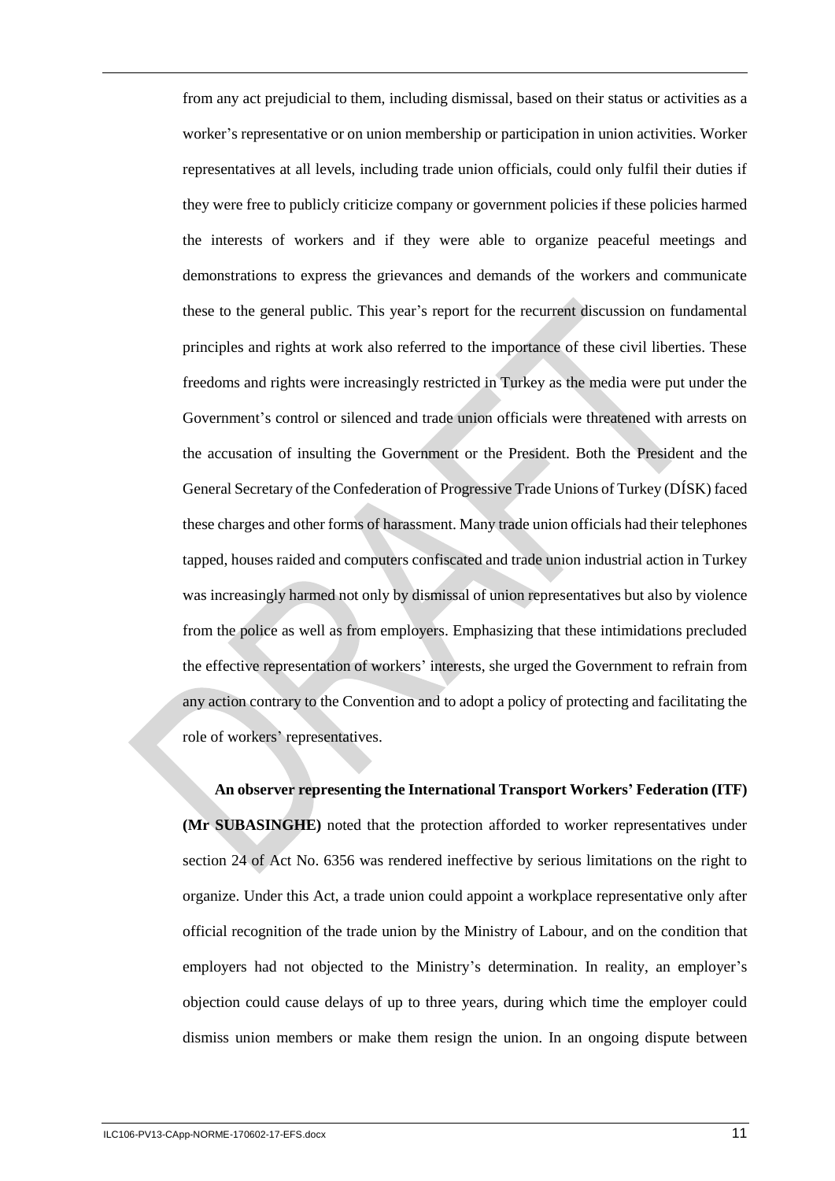from any act prejudicial to them, including dismissal, based on their status or activities as a worker's representative or on union membership or participation in union activities. Worker representatives at all levels, including trade union officials, could only fulfil their duties if they were free to publicly criticize company or government policies if these policies harmed the interests of workers and if they were able to organize peaceful meetings and demonstrations to express the grievances and demands of the workers and communicate these to the general public. This year's report for the recurrent discussion on fundamental principles and rights at work also referred to the importance of these civil liberties. These freedoms and rights were increasingly restricted in Turkey as the media were put under the Government's control or silenced and trade union officials were threatened with arrests on the accusation of insulting the Government or the President. Both the President and the General Secretary of the Confederation of Progressive Trade Unions of Turkey (DÍSK) faced these charges and other forms of harassment. Many trade union officials had their telephones tapped, houses raided and computers confiscated and trade union industrial action in Turkey was increasingly harmed not only by dismissal of union representatives but also by violence from the police as well as from employers. Emphasizing that these intimidations precluded the effective representation of workers' interests, she urged the Government to refrain from any action contrary to the Convention and to adopt a policy of protecting and facilitating the role of workers' representatives.

**An observer representing the International Transport Workers' Federation (ITF) (Mr SUBASINGHE)** noted that the protection afforded to worker representatives under section 24 of Act No. 6356 was rendered ineffective by serious limitations on the right to organize. Under this Act, a trade union could appoint a workplace representative only after official recognition of the trade union by the Ministry of Labour, and on the condition that employers had not objected to the Ministry's determination. In reality, an employer's objection could cause delays of up to three years, during which time the employer could dismiss union members or make them resign the union. In an ongoing dispute between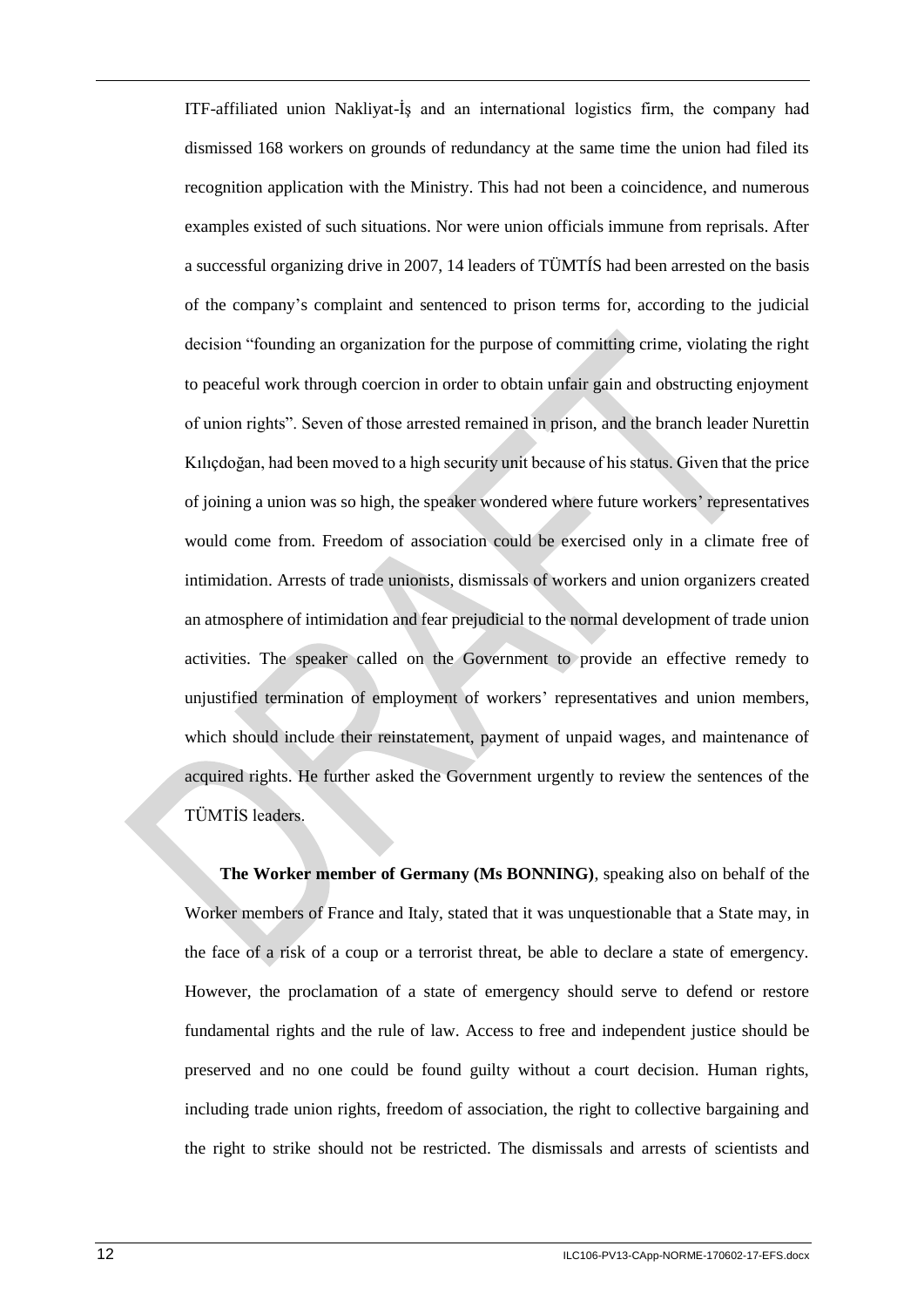ITF-affiliated union Nakliyat-İş and an international logistics firm, the company had dismissed 168 workers on grounds of redundancy at the same time the union had filed its recognition application with the Ministry. This had not been a coincidence, and numerous examples existed of such situations. Nor were union officials immune from reprisals. After a successful organizing drive in 2007, 14 leaders of TÜMTÍS had been arrested on the basis of the company's complaint and sentenced to prison terms for, according to the judicial decision "founding an organization for the purpose of committing crime, violating the right to peaceful work through coercion in order to obtain unfair gain and obstructing enjoyment of union rights". Seven of those arrested remained in prison, and the branch leader Nurettin Kılıçdoğan, had been moved to a high security unit because of his status. Given that the price of joining a union was so high, the speaker wondered where future workers' representatives would come from. Freedom of association could be exercised only in a climate free of intimidation. Arrests of trade unionists, dismissals of workers and union organizers created an atmosphere of intimidation and fear prejudicial to the normal development of trade union activities. The speaker called on the Government to provide an effective remedy to unjustified termination of employment of workers' representatives and union members, which should include their reinstatement, payment of unpaid wages, and maintenance of acquired rights. He further asked the Government urgently to review the sentences of the TÜMTİS leaders.

**The Worker member of Germany (Ms BONNING)**, speaking also on behalf of the Worker members of France and Italy, stated that it was unquestionable that a State may, in the face of a risk of a coup or a terrorist threat, be able to declare a state of emergency. However, the proclamation of a state of emergency should serve to defend or restore fundamental rights and the rule of law. Access to free and independent justice should be preserved and no one could be found guilty without a court decision. Human rights, including trade union rights, freedom of association, the right to collective bargaining and the right to strike should not be restricted. The dismissals and arrests of scientists and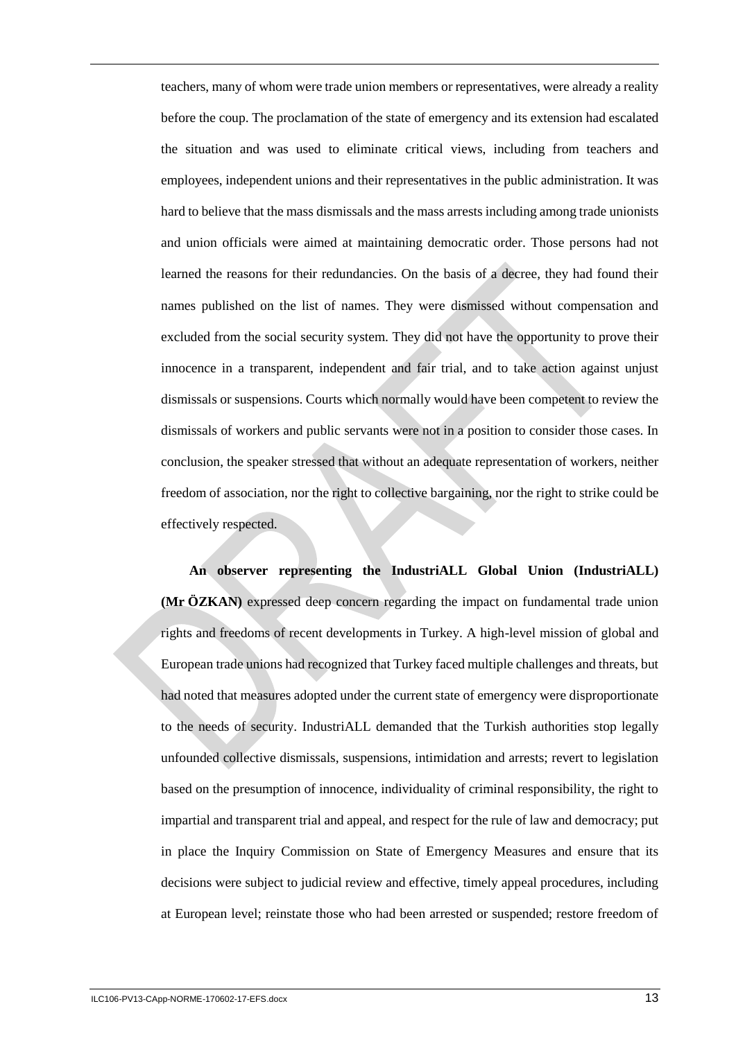teachers, many of whom were trade union members or representatives, were already a reality before the coup. The proclamation of the state of emergency and its extension had escalated the situation and was used to eliminate critical views, including from teachers and employees, independent unions and their representatives in the public administration. It was hard to believe that the mass dismissals and the mass arrests including among trade unionists and union officials were aimed at maintaining democratic order. Those persons had not learned the reasons for their redundancies. On the basis of a decree, they had found their names published on the list of names. They were dismissed without compensation and excluded from the social security system. They did not have the opportunity to prove their innocence in a transparent, independent and fair trial, and to take action against unjust dismissals or suspensions. Courts which normally would have been competent to review the dismissals of workers and public servants were not in a position to consider those cases. In conclusion, the speaker stressed that without an adequate representation of workers, neither freedom of association, nor the right to collective bargaining, nor the right to strike could be effectively respected.

**An observer representing the IndustriALL Global Union (IndustriALL) (Mr ÖZKAN)** expressed deep concern regarding the impact on fundamental trade union rights and freedoms of recent developments in Turkey. A high-level mission of global and European trade unions had recognized that Turkey faced multiple challenges and threats, but had noted that measures adopted under the current state of emergency were disproportionate to the needs of security. IndustriALL demanded that the Turkish authorities stop legally unfounded collective dismissals, suspensions, intimidation and arrests; revert to legislation based on the presumption of innocence, individuality of criminal responsibility, the right to impartial and transparent trial and appeal, and respect for the rule of law and democracy; put in place the Inquiry Commission on State of Emergency Measures and ensure that its decisions were subject to judicial review and effective, timely appeal procedures, including at European level; reinstate those who had been arrested or suspended; restore freedom of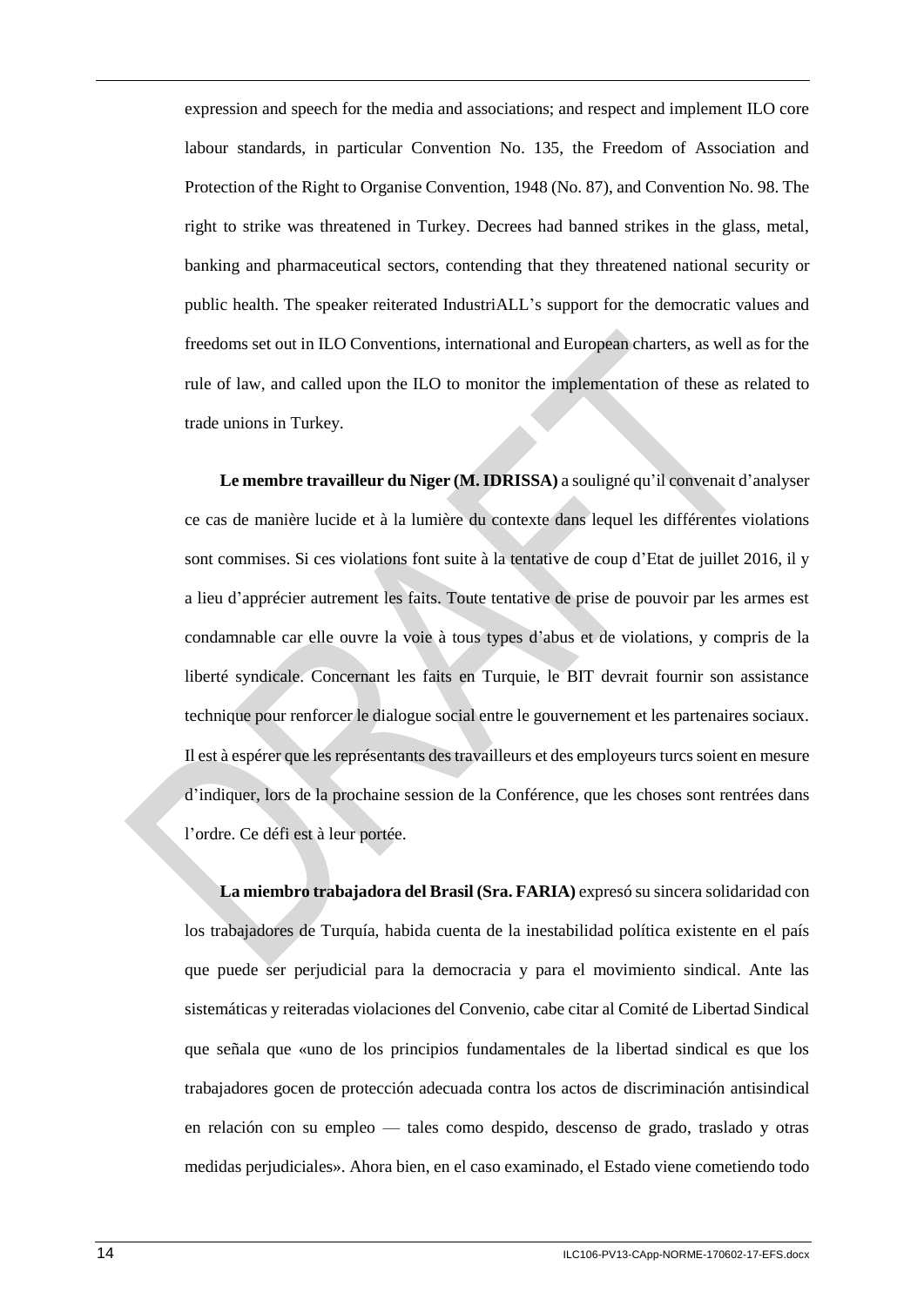expression and speech for the media and associations; and respect and implement ILO core labour standards, in particular Convention No. 135, the Freedom of Association and Protection of the Right to Organise Convention, 1948 (No. 87), and Convention No. 98. The right to strike was threatened in Turkey. Decrees had banned strikes in the glass, metal, banking and pharmaceutical sectors, contending that they threatened national security or public health. The speaker reiterated IndustriALL's support for the democratic values and freedoms set out in ILO Conventions, international and European charters, as well as for the rule of law, and called upon the ILO to monitor the implementation of these as related to trade unions in Turkey.

**Le membre travailleur du Niger (M. IDRISSA)** a souligné qu'il convenait d'analyser ce cas de manière lucide et à la lumière du contexte dans lequel les différentes violations sont commises. Si ces violations font suite à la tentative de coup d'Etat de juillet 2016, il y a lieu d'apprécier autrement les faits. Toute tentative de prise de pouvoir par les armes est condamnable car elle ouvre la voie à tous types d'abus et de violations, y compris de la liberté syndicale. Concernant les faits en Turquie, le BIT devrait fournir son assistance technique pour renforcer le dialogue social entre le gouvernement et les partenaires sociaux. Il est à espérer que les représentants des travailleurs et des employeurs turcs soient en mesure d'indiquer, lors de la prochaine session de la Conférence, que les choses sont rentrées dans l'ordre. Ce défi est à leur portée.

**La miembro trabajadora del Brasil (Sra. FARIA)** expresó su sincera solidaridad con los trabajadores de Turquía, habida cuenta de la inestabilidad política existente en el país que puede ser perjudicial para la democracia y para el movimiento sindical. Ante las sistemáticas y reiteradas violaciones del Convenio, cabe citar al Comité de Libertad Sindical que señala que «uno de los principios fundamentales de la libertad sindical es que los trabajadores gocen de protección adecuada contra los actos de discriminación antisindical en relación con su empleo — tales como despido, descenso de grado, traslado y otras medidas perjudiciales». Ahora bien, en el caso examinado, el Estado viene cometiendo todo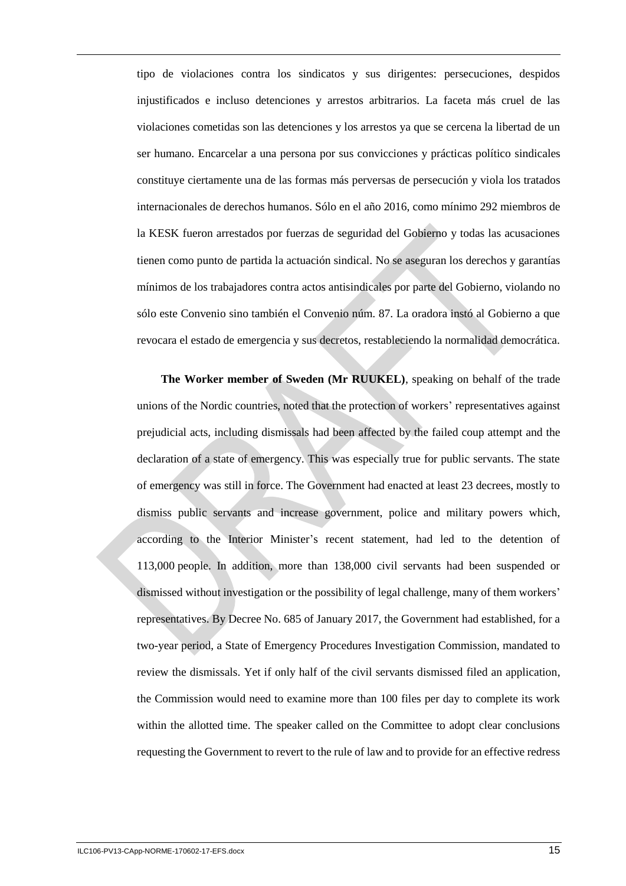tipo de violaciones contra los sindicatos y sus dirigentes: persecuciones, despidos injustificados e incluso detenciones y arrestos arbitrarios. La faceta más cruel de las violaciones cometidas son las detenciones y los arrestos ya que se cercena la libertad de un ser humano. Encarcelar a una persona por sus convicciones y prácticas político sindicales constituye ciertamente una de las formas más perversas de persecución y viola los tratados internacionales de derechos humanos. Sólo en el año 2016, como mínimo 292 miembros de la KESK fueron arrestados por fuerzas de seguridad del Gobierno y todas las acusaciones tienen como punto de partida la actuación sindical. No se aseguran los derechos y garantías mínimos de los trabajadores contra actos antisindicales por parte del Gobierno, violando no sólo este Convenio sino también el Convenio núm. 87. La oradora instó al Gobierno a que revocara el estado de emergencia y sus decretos, restableciendo la normalidad democrática.

**The Worker member of Sweden (Mr RUUKEL)**, speaking on behalf of the trade unions of the Nordic countries, noted that the protection of workers' representatives against prejudicial acts, including dismissals had been affected by the failed coup attempt and the declaration of a state of emergency. This was especially true for public servants. The state of emergency was still in force. The Government had enacted at least 23 decrees, mostly to dismiss public servants and increase government, police and military powers which, according to the Interior Minister's recent statement, had led to the detention of 113,000 people. In addition, more than 138,000 civil servants had been suspended or dismissed without investigation or the possibility of legal challenge, many of them workers' representatives. By Decree No. 685 of January 2017, the Government had established, for a two-year period, a State of Emergency Procedures Investigation Commission, mandated to review the dismissals. Yet if only half of the civil servants dismissed filed an application, the Commission would need to examine more than 100 files per day to complete its work within the allotted time. The speaker called on the Committee to adopt clear conclusions requesting the Government to revert to the rule of law and to provide for an effective redress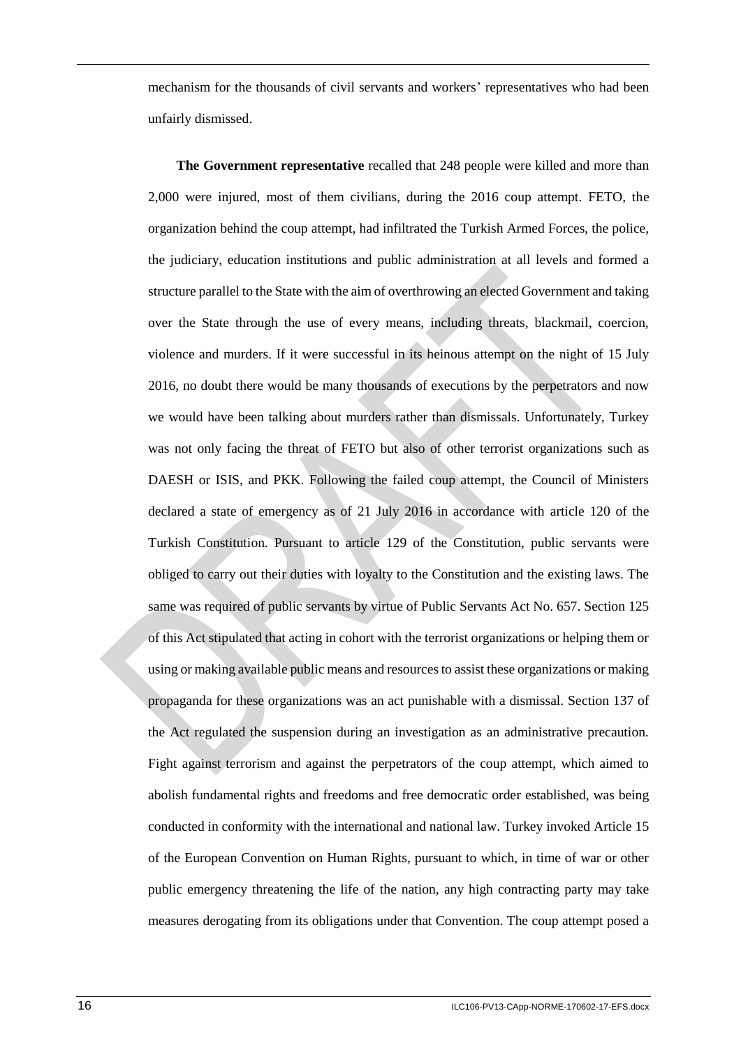mechanism for the thousands of civil servants and workers' representatives who had been unfairly dismissed.

**The Government representative** recalled that 248 people were killed and more than 2,000 were injured, most of them civilians, during the 2016 coup attempt. FETO, the organization behind the coup attempt, had infiltrated the Turkish Armed Forces, the police, the judiciary, education institutions and public administration at all levels and formed a structure parallel to the State with the aim of overthrowing an elected Government and taking over the State through the use of every means, including threats, blackmail, coercion, violence and murders. If it were successful in its heinous attempt on the night of 15 July 2016, no doubt there would be many thousands of executions by the perpetrators and now we would have been talking about murders rather than dismissals. Unfortunately, Turkey was not only facing the threat of FETO but also of other terrorist organizations such as DAESH or ISIS, and PKK. Following the failed coup attempt, the Council of Ministers declared a state of emergency as of 21 July 2016 in accordance with article 120 of the Turkish Constitution. Pursuant to article 129 of the Constitution, public servants were obliged to carry out their duties with loyalty to the Constitution and the existing laws. The same was required of public servants by virtue of Public Servants Act No. 657. Section 125 of this Act stipulated that acting in cohort with the terrorist organizations or helping them or using or making available public means and resources to assist these organizations or making propaganda for these organizations was an act punishable with a dismissal. Section 137 of the Act regulated the suspension during an investigation as an administrative precaution. Fight against terrorism and against the perpetrators of the coup attempt, which aimed to abolish fundamental rights and freedoms and free democratic order established, was being conducted in conformity with the international and national law. Turkey invoked Article 15 of the European Convention on Human Rights, pursuant to which, in time of war or other public emergency threatening the life of the nation, any high contracting party may take measures derogating from its obligations under that Convention. The coup attempt posed a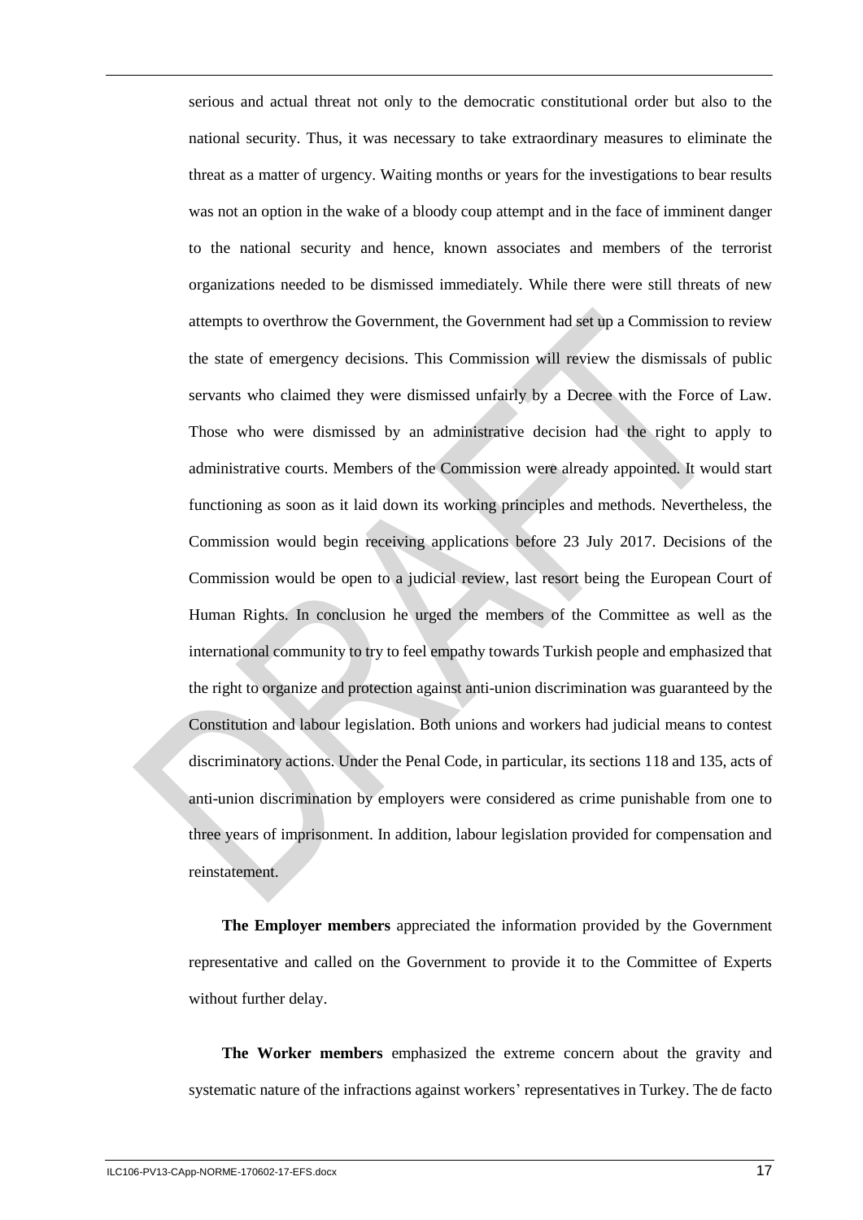serious and actual threat not only to the democratic constitutional order but also to the national security. Thus, it was necessary to take extraordinary measures to eliminate the threat as a matter of urgency. Waiting months or years for the investigations to bear results was not an option in the wake of a bloody coup attempt and in the face of imminent danger to the national security and hence, known associates and members of the terrorist organizations needed to be dismissed immediately. While there were still threats of new attempts to overthrow the Government, the Government had set up a Commission to review the state of emergency decisions. This Commission will review the dismissals of public servants who claimed they were dismissed unfairly by a Decree with the Force of Law. Those who were dismissed by an administrative decision had the right to apply to administrative courts. Members of the Commission were already appointed. It would start functioning as soon as it laid down its working principles and methods. Nevertheless, the Commission would begin receiving applications before 23 July 2017. Decisions of the Commission would be open to a judicial review, last resort being the European Court of Human Rights. In conclusion he urged the members of the Committee as well as the international community to try to feel empathy towards Turkish people and emphasized that the right to organize and protection against anti-union discrimination was guaranteed by the Constitution and labour legislation. Both unions and workers had judicial means to contest discriminatory actions. Under the Penal Code, in particular, its sections 118 and 135, acts of anti-union discrimination by employers were considered as crime punishable from one to three years of imprisonment. In addition, labour legislation provided for compensation and reinstatement.

**The Employer members** appreciated the information provided by the Government representative and called on the Government to provide it to the Committee of Experts without further delay.

**The Worker members** emphasized the extreme concern about the gravity and systematic nature of the infractions against workers' representatives in Turkey. The de facto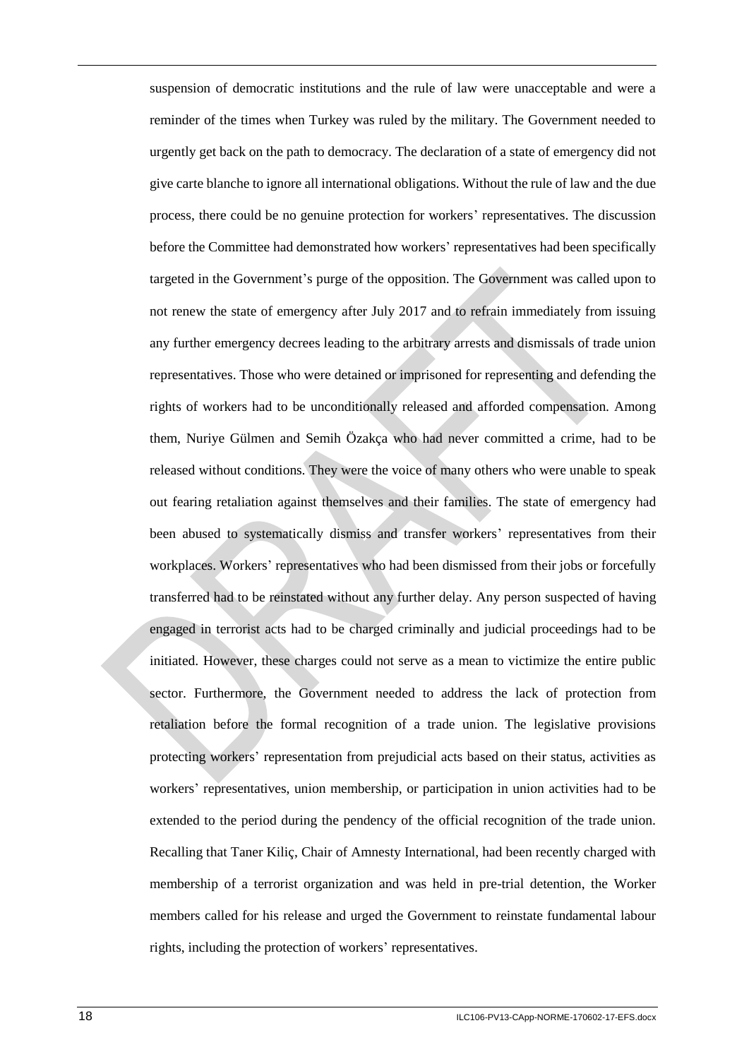suspension of democratic institutions and the rule of law were unacceptable and were a reminder of the times when Turkey was ruled by the military. The Government needed to urgently get back on the path to democracy. The declaration of a state of emergency did not give carte blanche to ignore all international obligations. Without the rule of law and the due process, there could be no genuine protection for workers' representatives. The discussion before the Committee had demonstrated how workers' representatives had been specifically targeted in the Government's purge of the opposition. The Government was called upon to not renew the state of emergency after July 2017 and to refrain immediately from issuing any further emergency decrees leading to the arbitrary arrests and dismissals of trade union representatives. Those who were detained or imprisoned for representing and defending the rights of workers had to be unconditionally released and afforded compensation. Among them, Nuriye Gülmen and Semih Özakça who had never committed a crime, had to be released without conditions. They were the voice of many others who were unable to speak out fearing retaliation against themselves and their families. The state of emergency had been abused to systematically dismiss and transfer workers' representatives from their workplaces. Workers' representatives who had been dismissed from their jobs or forcefully transferred had to be reinstated without any further delay. Any person suspected of having engaged in terrorist acts had to be charged criminally and judicial proceedings had to be initiated. However, these charges could not serve as a mean to victimize the entire public sector. Furthermore, the Government needed to address the lack of protection from retaliation before the formal recognition of a trade union. The legislative provisions protecting workers' representation from prejudicial acts based on their status, activities as workers' representatives, union membership, or participation in union activities had to be extended to the period during the pendency of the official recognition of the trade union. Recalling that Taner Kiliç, Chair of Amnesty International, had been recently charged with membership of a terrorist organization and was held in pre-trial detention, the Worker members called for his release and urged the Government to reinstate fundamental labour rights, including the protection of workers' representatives.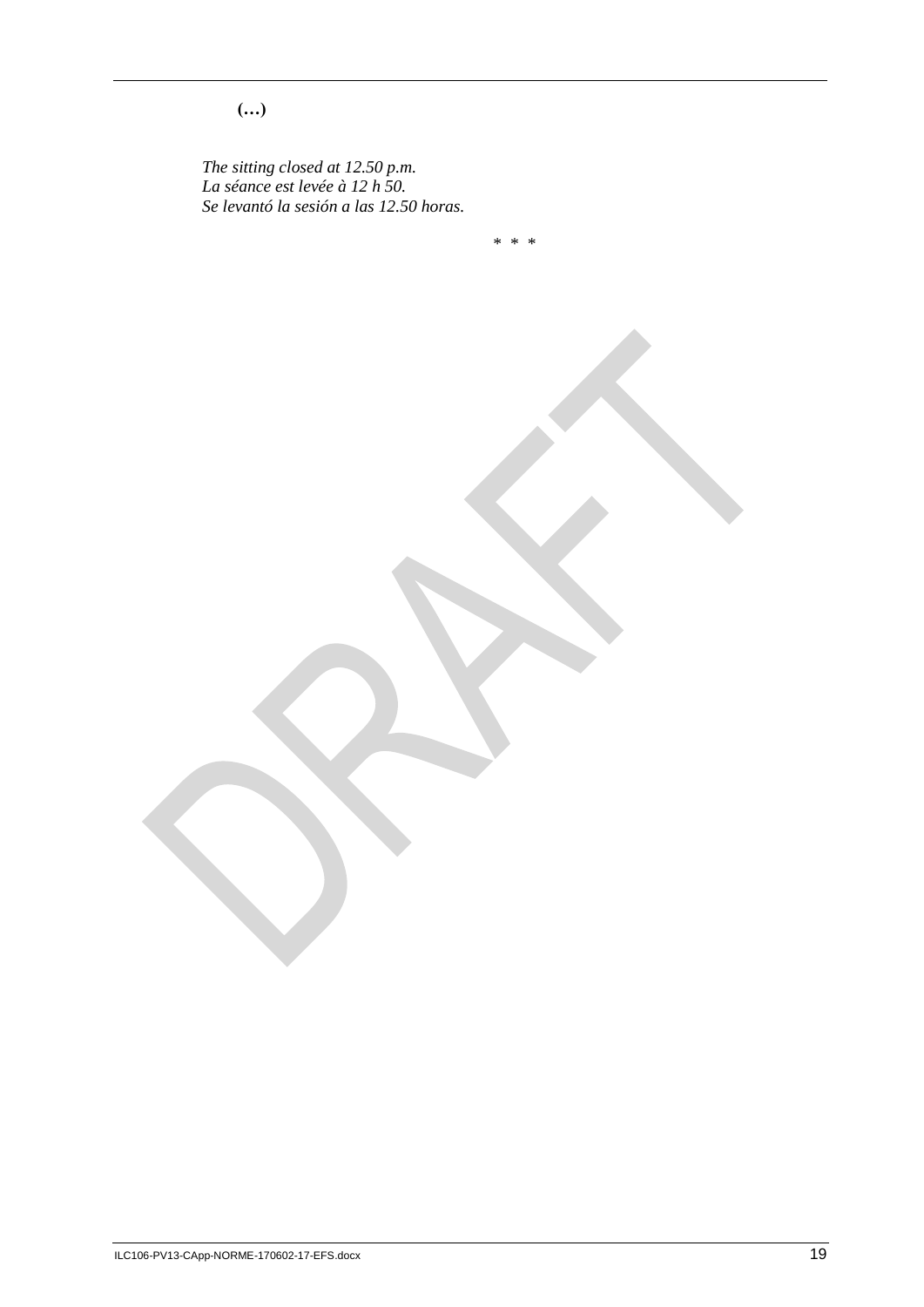**(…)**

*The sitting closed at 12.50 p.m.*
*La séance est levée à 12 h 50.*
*Se levantó la sesión a las 12.50 horas.*

\* \* \*